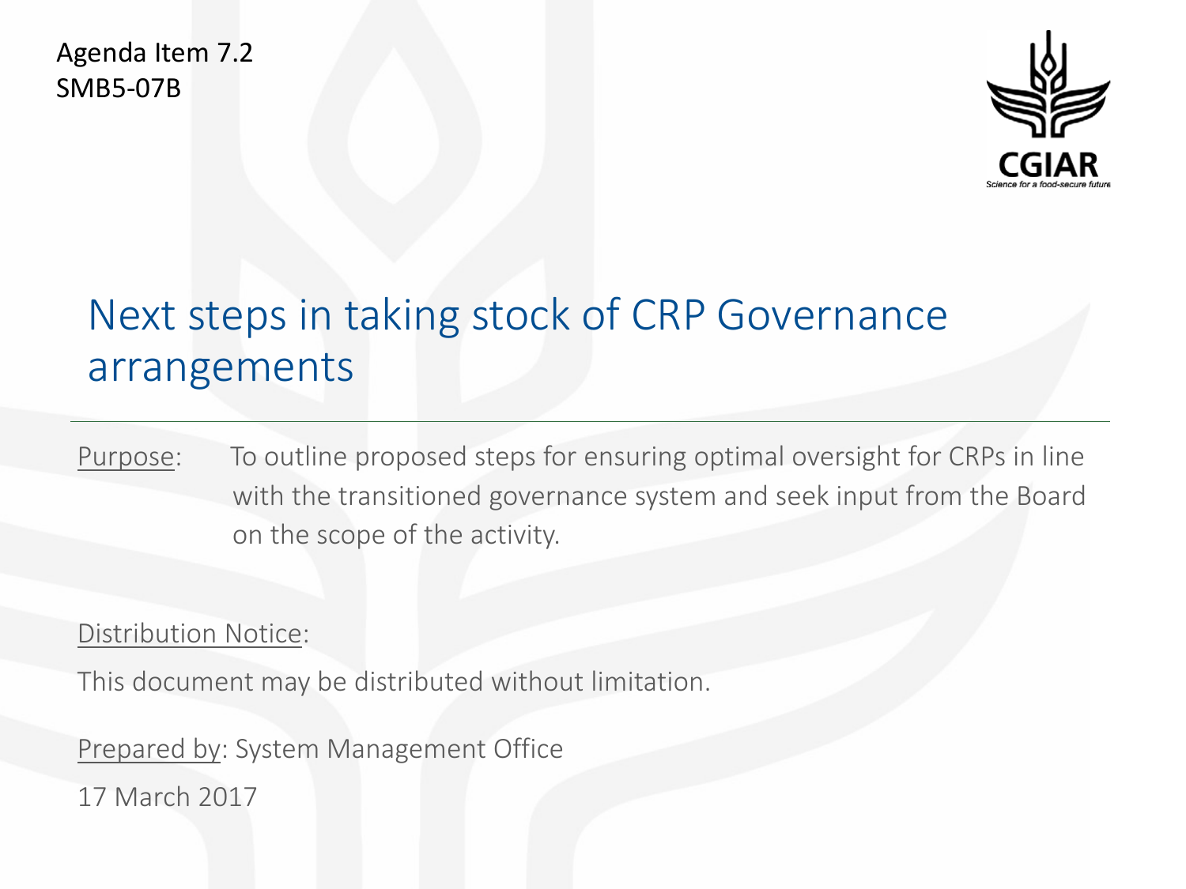Agenda Item 7.2
SMB5-07B

CGIAR
Science for a food-secure future

# Next steps in taking stock of CRP Governance arrangements

Purpose: To outline proposed steps for ensuring optimal oversight for CRPs in line with the transitioned governance system and seek input from the Board on the scope of the activity.

Distribution Notice:

This document may be distributed without limitation.

Prepared by: System Management Office

17 March 2017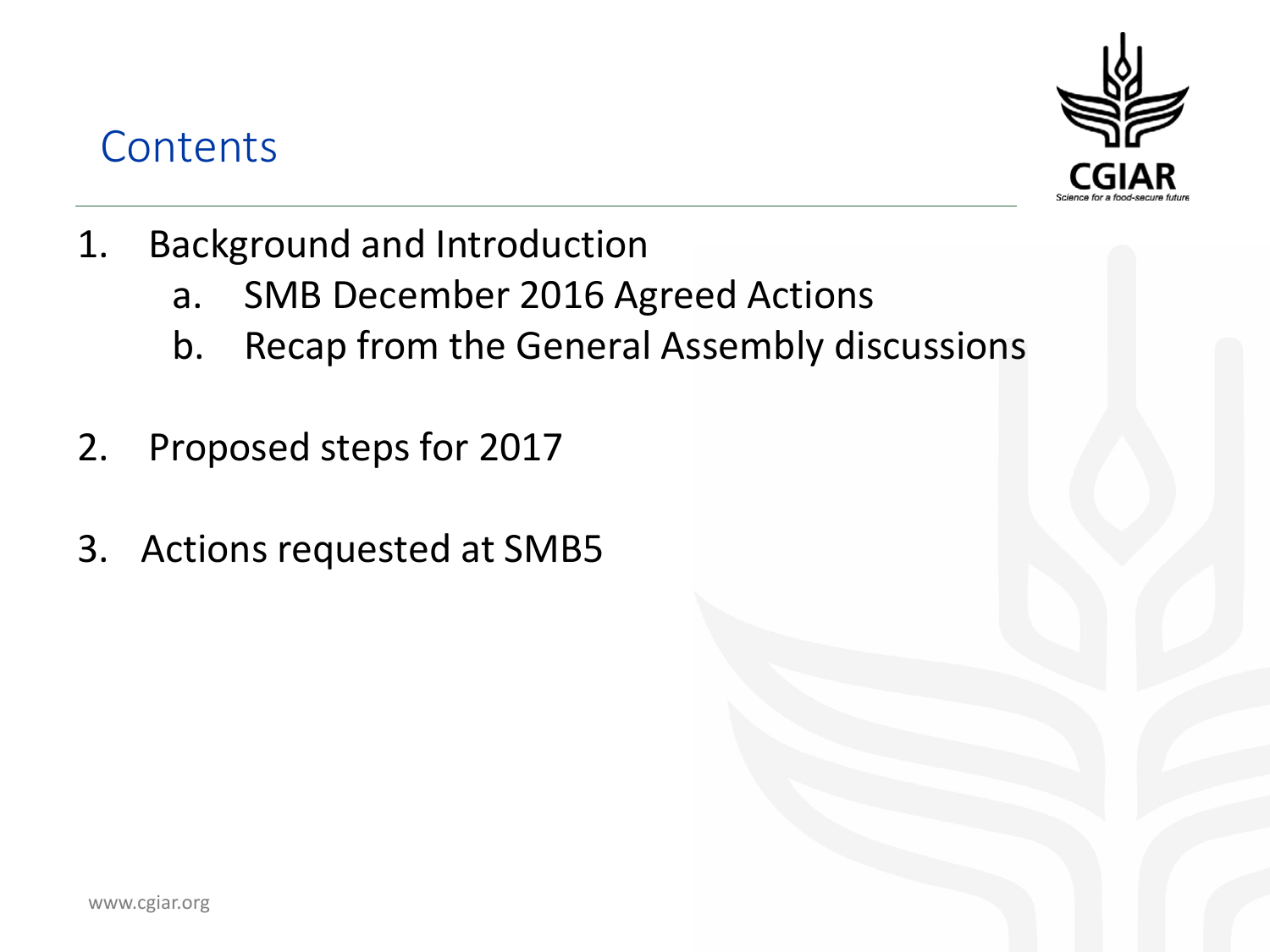# Contents

1. Background and Introduction
   a. SMB December 2016 Agreed Actions
   b. Recap from the General Assembly discussions

2. Proposed steps for 2017

3. Actions requested at SMB5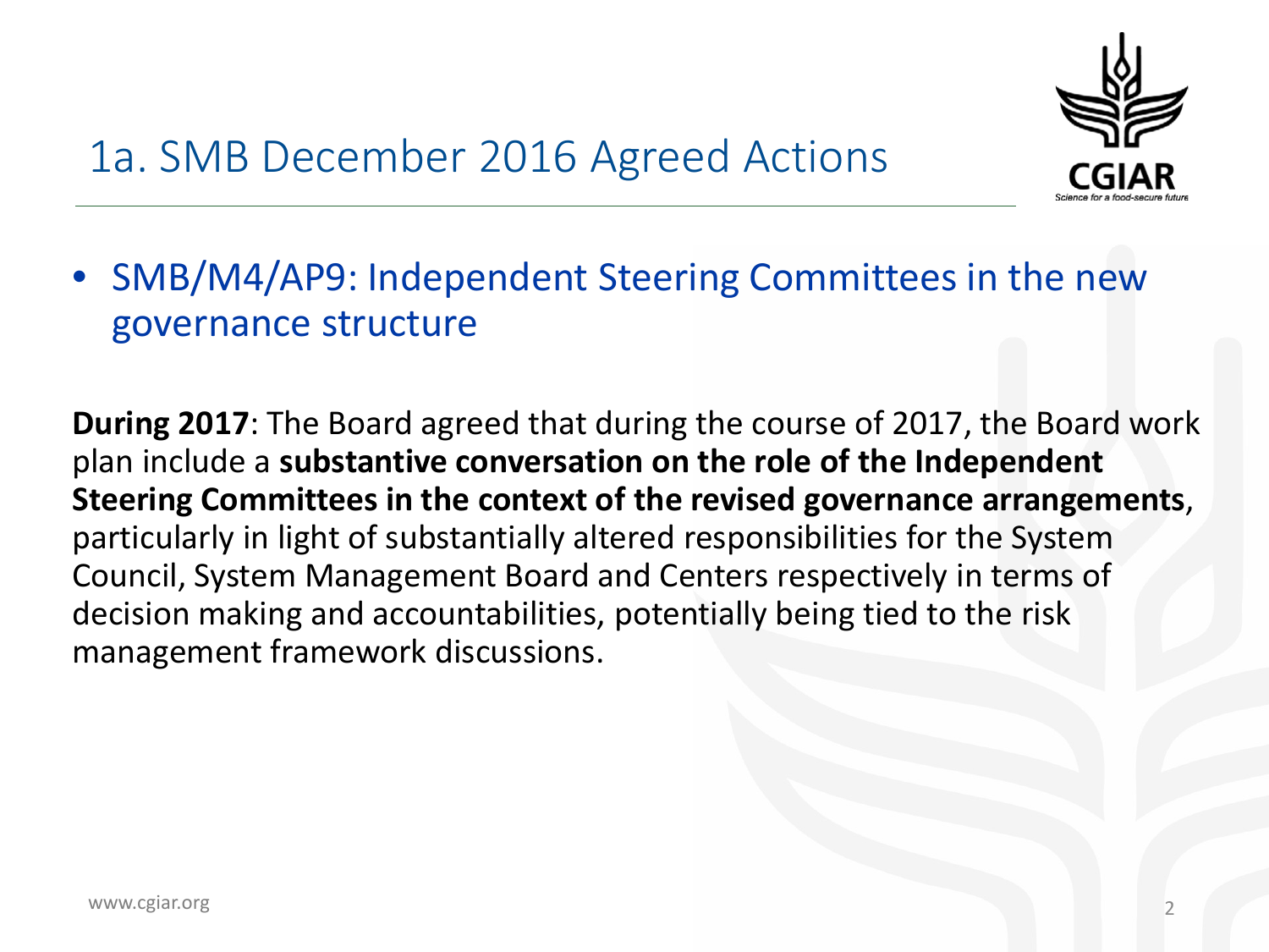# 1a. SMB December 2016 Agreed Actions

- SMB/M4/AP9: Independent Steering Committees in the new governance structure

**During 2017**: The Board agreed that during the course of 2017, the Board work plan include a **substantive conversation on the role of the Independent Steering Committees in the context of the revised governance arrangements**, particularly in light of substantially altered responsibilities for the System Council, System Management Board and Centers respectively in terms of decision making and accountabilities, potentially being tied to the risk management framework discussions.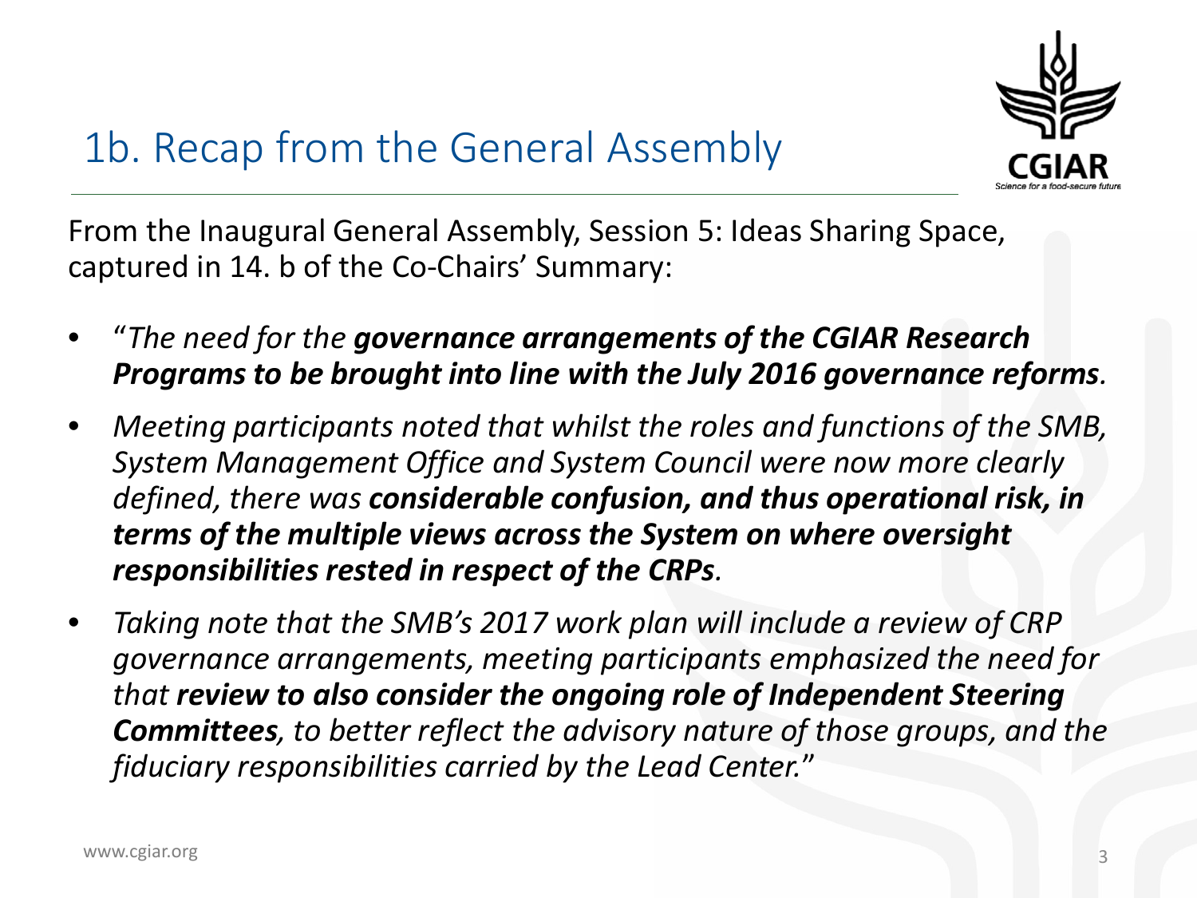# 1b. Recap from the General Assembly

From the Inaugural General Assembly, Session 5: Ideas Sharing Space, captured in 14. b of the Co-Chairs' Summary:

- "*The need for the **governance arrangements of the CGIAR Research Programs to be brought into line with the July 2016 governance reforms**.*
- *Meeting participants noted that whilst the roles and functions of the SMB, System Management Office and System Council were now more clearly defined, there was **considerable confusion, and thus operational risk, in terms of the multiple views across the System on where oversight responsibilities rested in respect of the CRPs**.*
- *Taking note that the SMB's 2017 work plan will include a review of CRP governance arrangements, meeting participants emphasized the need for that **review to also consider the ongoing role of Independent Steering Committees**, to better reflect the advisory nature of those groups, and the fiduciary responsibilities carried by the Lead Center.*"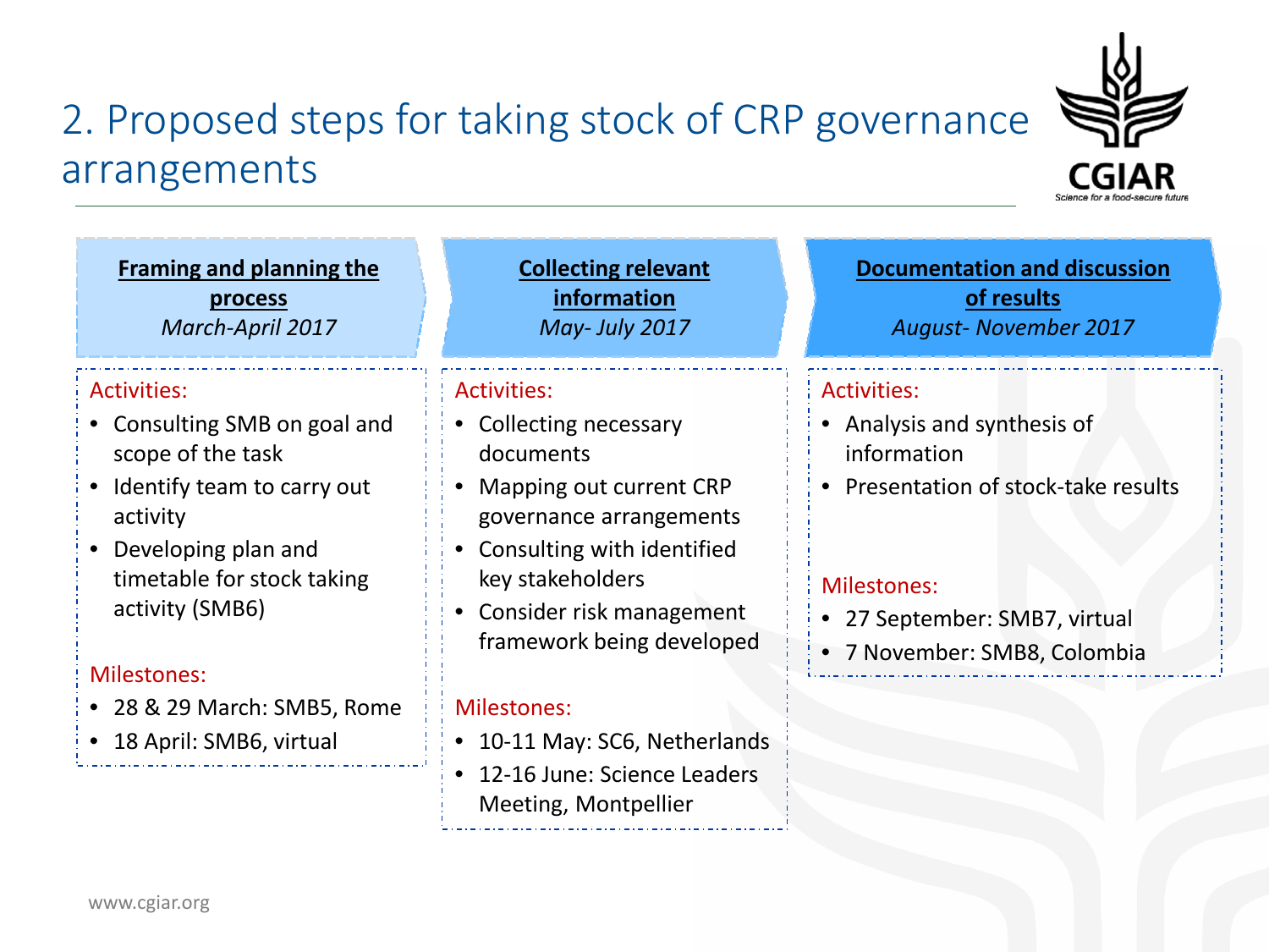# 2. Proposed steps for taking stock of CRP governance arrangements

## Framing and planning the process

*March-April 2017*

Activities:

- Consulting SMB on goal and scope of the task
- Identify team to carry out activity
- Developing plan and timetable for stock taking activity (SMB6)

Milestones:

- 28 & 29 March: SMB5, Rome
- 18 April: SMB6, virtual

## Collecting relevant information

*May- July 2017*

Activities:

- Collecting necessary documents
- Mapping out current CRP governance arrangements
- Consulting with identified key stakeholders
- Consider risk management framework being developed

Milestones:

- 10-11 May: SC6, Netherlands
- 12-16 June: Science Leaders Meeting, Montpellier

## Documentation and discussion of results

*August- November 2017*

Activities:

- Analysis and synthesis of information
- Presentation of stock-take results

Milestones:

- 27 September: SMB7, virtual
- 7 November: SMB8, Colombia

www.cgiar.org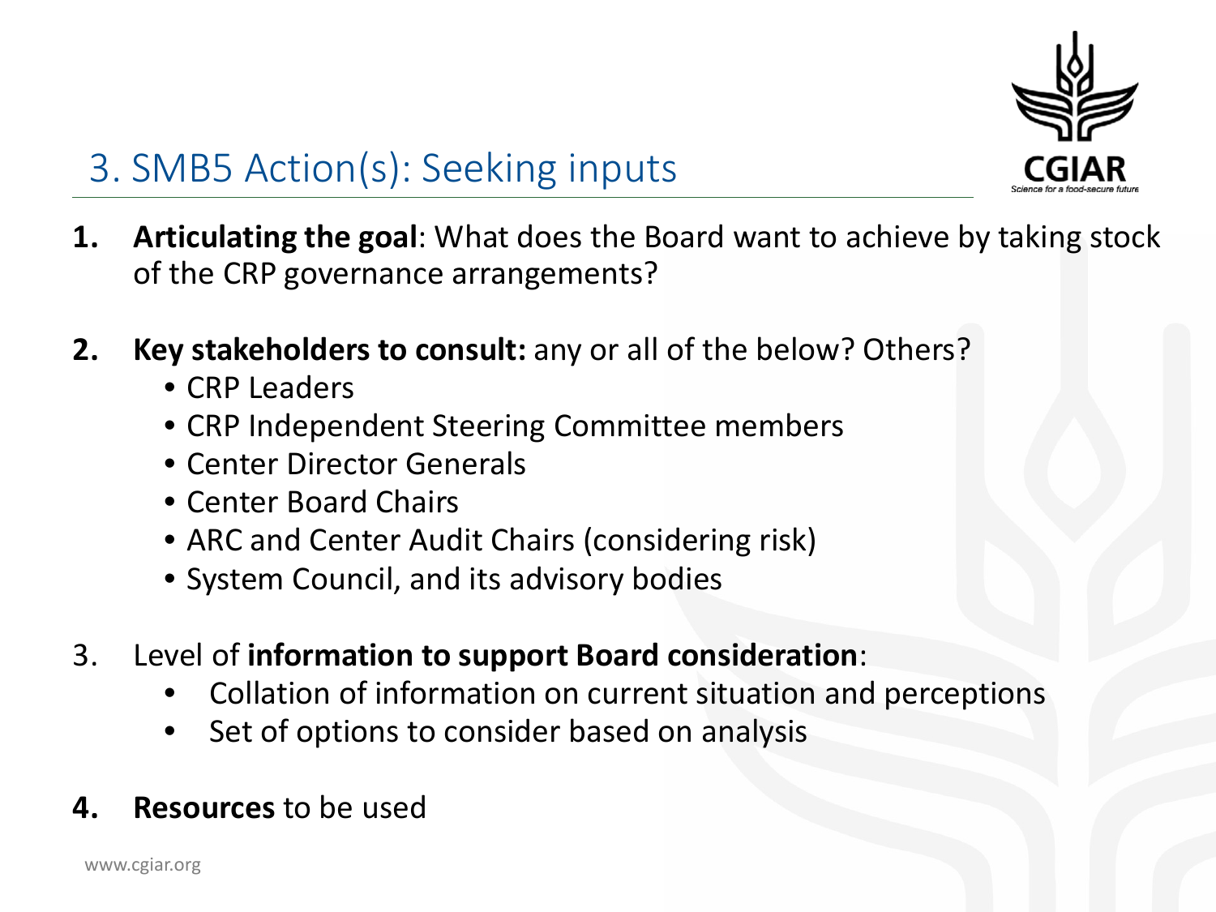# 3. SMB5 Action(s): Seeking inputs

1. **Articulating the goal**: What does the Board want to achieve by taking stock of the CRP governance arrangements?

2. **Key stakeholders to consult:** any or all of the below? Others?
   - CRP Leaders
   - CRP Independent Steering Committee members
   - Center Director Generals
   - Center Board Chairs
   - ARC and Center Audit Chairs (considering risk)
   - System Council, and its advisory bodies

3. Level of **information to support Board consideration**:
   - Collation of information on current situation and perceptions
   - Set of options to consider based on analysis

4. **Resources** to be used